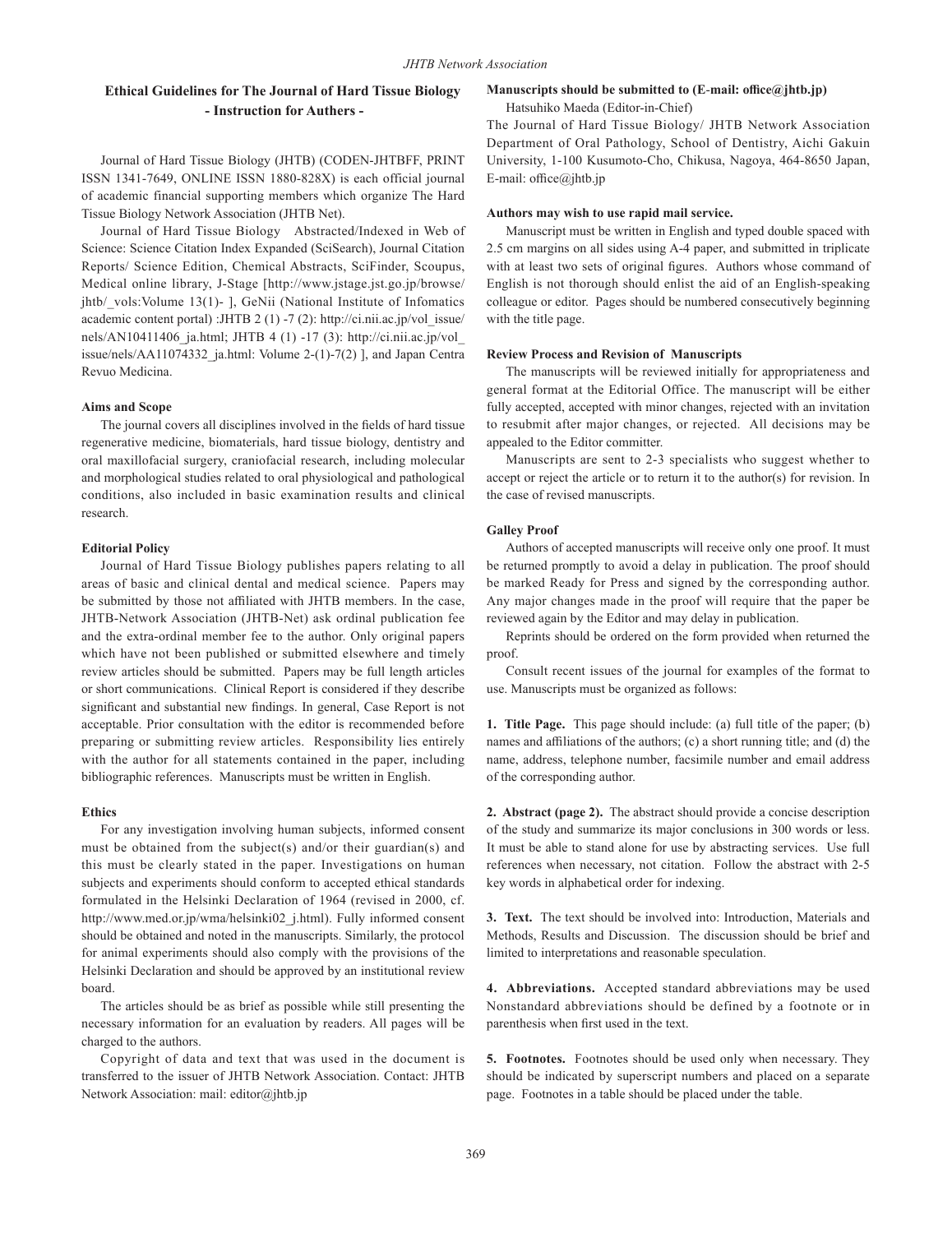## Ethical Guidelines for The Journal of Hard Tissue Biology - Instruction for Authers -

Journal of Hard Tissue Biology (JHTB) (CODEN-JHTBFF, PRINT ISSN 1341-7649, ONLINE ISSN 1880-828X) is each official journal of academic financial supporting members which organize The Hard Tissue Biology Network Association (JHTB Net).

Journal of Hard Tissue Biology Abstracted/Indexed in Web of Science: Science Citation Index Expanded (SciSearch), Journal Citation Reports/ Science Edition, Chemical Abstracts, SciFinder, Scoupus, Medical online library, J-Stage [http://www.jstage.jst.go.jp/browse/jhtb/_vols:Volume 13(1)- ], GeNii (National Institute of Infomatics academic content portal) :JHTB 2 (1) -7 (2): http://ci.nii.ac.jp/vol_issue/nels/AN10411406_ja.html; JHTB 4 (1) -17 (3): http://ci.nii.ac.jp/vol_issue/nels/AA11074332_ja.html: Volume 2-(1)-7(2) ], and Japan Centra Revuo Medicina.

### Aims and Scope

The journal covers all disciplines involved in the fields of hard tissue regenerative medicine, biomaterials, hard tissue biology, dentistry and oral maxillofacial surgery, craniofacial research, including molecular and morphological studies related to oral physiological and pathological conditions, also included in basic examination results and clinical research.

### Editorial Policy

Journal of Hard Tissue Biology publishes papers relating to all areas of basic and clinical dental and medical science. Papers may be submitted by those not affiliated with JHTB members. In the case, JHTB-Network Association (JHTB-Net) ask ordinal publication fee and the extra-ordinal member fee to the author. Only original papers which have not been published or submitted elsewhere and timely review articles should be submitted. Papers may be full length articles or short communications. Clinical Report is considered if they describe significant and substantial new findings. In general, Case Report is not acceptable. Prior consultation with the editor is recommended before preparing or submitting review articles. Responsibility lies entirely with the author for all statements contained in the paper, including bibliographic references. Manuscripts must be written in English.

### Ethics

For any investigation involving human subjects, informed consent must be obtained from the subject(s) and/or their guardian(s) and this must be clearly stated in the paper. Investigations on human subjects and experiments should conform to accepted ethical standards formulated in the Helsinki Declaration of 1964 (revised in 2000, cf. http://www.med.or.jp/wma/helsinki02_j.html). Fully informed consent should be obtained and noted in the manuscripts. Similarly, the protocol for animal experiments should also comply with the provisions of the Helsinki Declaration and should be approved by an institutional review board.

The articles should be as brief as possible while still presenting the necessary information for an evaluation by readers. All pages will be charged to the authors.

Copyright of data and text that was used in the document is transferred to the issuer of JHTB Network Association. Contact: JHTB Network Association: mail: editor@jhtb.jp

### Manuscripts should be submitted to (E-mail: office@jhtb.jp)

Hatsuhiko Maeda (Editor-in-Chief)

The Journal of Hard Tissue Biology/ JHTB Network Association Department of Oral Pathology, School of Dentistry, Aichi Gakuin University, 1-100 Kusumoto-Cho, Chikusa, Nagoya, 464-8650 Japan, E-mail: office@jhtb.jp

### Authors may wish to use rapid mail service.

Manuscript must be written in English and typed double spaced with 2.5 cm margins on all sides using A-4 paper, and submitted in triplicate with at least two sets of original figures. Authors whose command of English is not thorough should enlist the aid of an English-speaking colleague or editor. Pages should be numbered consecutively beginning with the title page.

### Review Process and Revision of Manuscripts

The manuscripts will be reviewed initially for appropriateness and general format at the Editorial Office. The manuscript will be either fully accepted, accepted with minor changes, rejected with an invitation to resubmit after major changes, or rejected. All decisions may be appealed to the Editor committer.

Manuscripts are sent to 2-3 specialists who suggest whether to accept or reject the article or to return it to the author(s) for revision. In the case of revised manuscripts.

### Galley Proof

Authors of accepted manuscripts will receive only one proof. It must be returned promptly to avoid a delay in publication. The proof should be marked Ready for Press and signed by the corresponding author. Any major changes made in the proof will require that the paper be reviewed again by the Editor and may delay in publication.

Reprints should be ordered on the form provided when returned the proof.

Consult recent issues of the journal for examples of the format to use. Manuscripts must be organized as follows:

**1. Title Page.** This page should include: (a) full title of the paper; (b) names and affiliations of the authors; (c) a short running title; and (d) the name, address, telephone number, facsimile number and email address of the corresponding author.

**2. Abstract (page 2).** The abstract should provide a concise description of the study and summarize its major conclusions in 300 words or less. It must be able to stand alone for use by abstracting services. Use full references when necessary, not citation. Follow the abstract with 2-5 key words in alphabetical order for indexing.

**3. Text.** The text should be involved into: Introduction, Materials and Methods, Results and Discussion. The discussion should be brief and limited to interpretations and reasonable speculation.

**4. Abbreviations.** Accepted standard abbreviations may be used Nonstandard abbreviations should be defined by a footnote or in parenthesis when first used in the text.

**5. Footnotes.** Footnotes should be used only when necessary. They should be indicated by superscript numbers and placed on a separate page. Footnotes in a table should be placed under the table.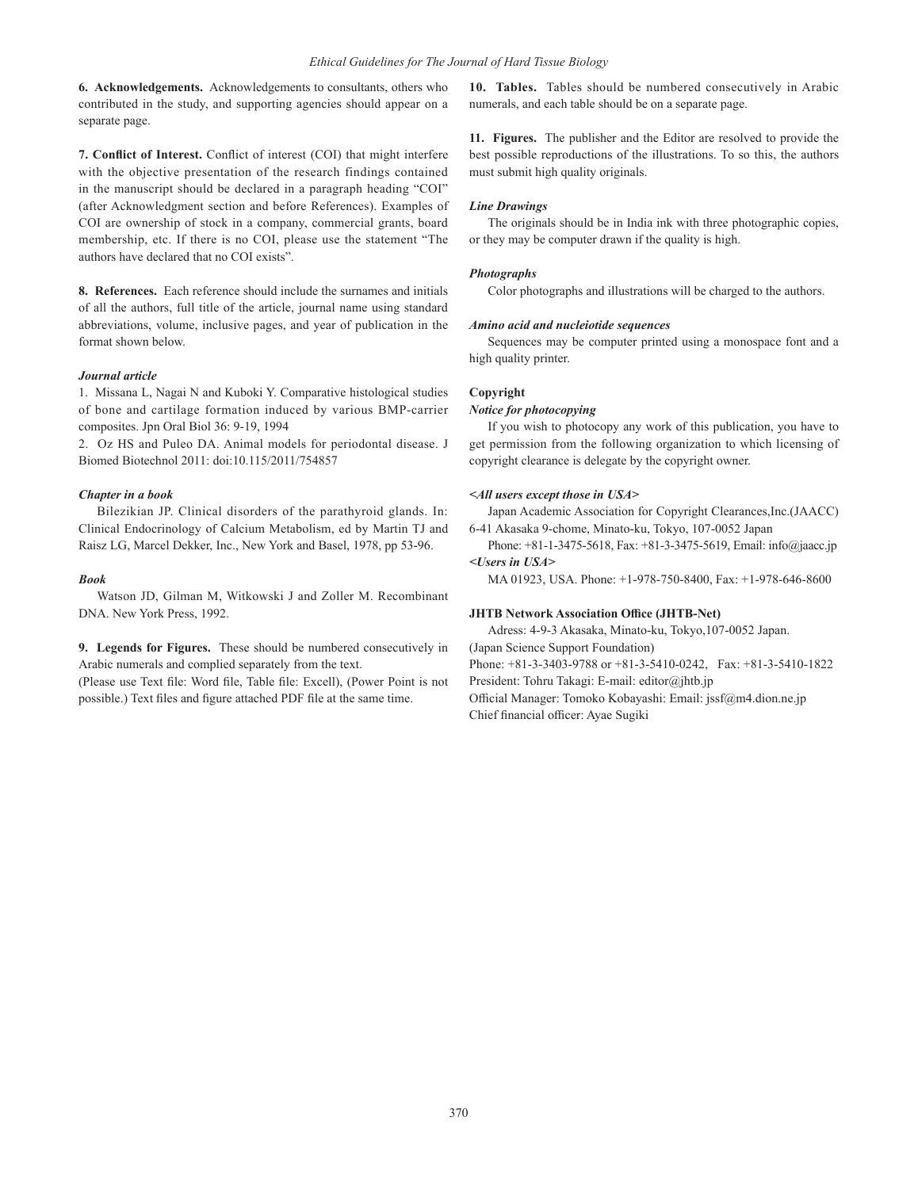**6. Acknowledgements.** Acknowledgements to consultants, others who contributed in the study, and supporting agencies should appear on a separate page.

**7. Conflict of Interest.** Conflict of interest (COI) that might interfere with the objective presentation of the research findings contained in the manuscript should be declared in a paragraph heading "COI" (after Acknowledgment section and before References). Examples of COI are ownership of stock in a company, commercial grants, board membership, etc. If there is no COI, please use the statement "The authors have declared that no COI exists".

**8. References.** Each reference should include the surnames and initials of all the authors, full title of the article, journal name using standard abbreviations, volume, inclusive pages, and year of publication in the format shown below.

***Journal article***

1. Missana L, Nagai N and Kuboki Y. Comparative histological studies of bone and cartilage formation induced by various BMP-carrier composites. Jpn Oral Biol 36: 9-19, 1994
2. Oz HS and Puleo DA. Animal models for periodontal disease. J Biomed Biotechnol 2011: doi:10.115/2011/754857

***Chapter in a book***

Bilezikian JP. Clinical disorders of the parathyroid glands. In: Clinical Endocrinology of Calcium Metabolism, ed by Martin TJ and Raisz LG, Marcel Dekker, Inc., New York and Basel, 1978, pp 53-96.

***Book***

Watson JD, Gilman M, Witkowski J and Zoller M. Recombinant DNA. New York Press, 1992.

**9. Legends for Figures.** These should be numbered consecutively in Arabic numerals and complied separately from the text.

(Please use Text file: Word file, Table file: Excell), (Power Point is not possible.) Text files and figure attached PDF file at the same time.

**10. Tables.** Tables should be numbered consecutively in Arabic numerals, and each table should be on a separate page.

**11. Figures.** The publisher and the Editor are resolved to provide the best possible reproductions of the illustrations. To so this, the authors must submit high quality originals.

***Line Drawings***

The originals should be in India ink with three photographic copies, or they may be computer drawn if the quality is high.

***Photographs***

Color photographs and illustrations will be charged to the authors.

***Amino acid and nucleiotide sequences***

Sequences may be computer printed using a monospace font and a high quality printer.

**Copyright**

***Notice for photocopying***

If you wish to photocopy any work of this publication, you have to get permission from the following organization to which licensing of copyright clearance is delegate by the copyright owner.

***<All users except those in USA>***

Japan Academic Association for Copyright Clearances,Inc.(JAACC)
6-41 Akasaka 9-chome, Minato-ku, Tokyo, 107-0052 Japan
Phone: +81-1-3475-5618, Fax: +81-3-3475-5619, Email: info@jaacc.jp

***<Users in USA>***

MA 01923, USA. Phone: +1-978-750-8400, Fax: +1-978-646-8600

**JHTB Network Association Office (JHTB-Net)**

Adress: 4-9-3 Akasaka, Minato-ku, Tokyo,107-0052 Japan.
(Japan Science Support Foundation)
Phone: +81-3-3403-9788 or +81-3-5410-0242, Fax: +81-3-5410-1822
President: Tohru Takagi: E-mail: editor@jhtb.jp
Official Manager: Tomoko Kobayashi: Email: jssf@m4.dion.ne.jp
Chief financial officer: Ayae Sugiki